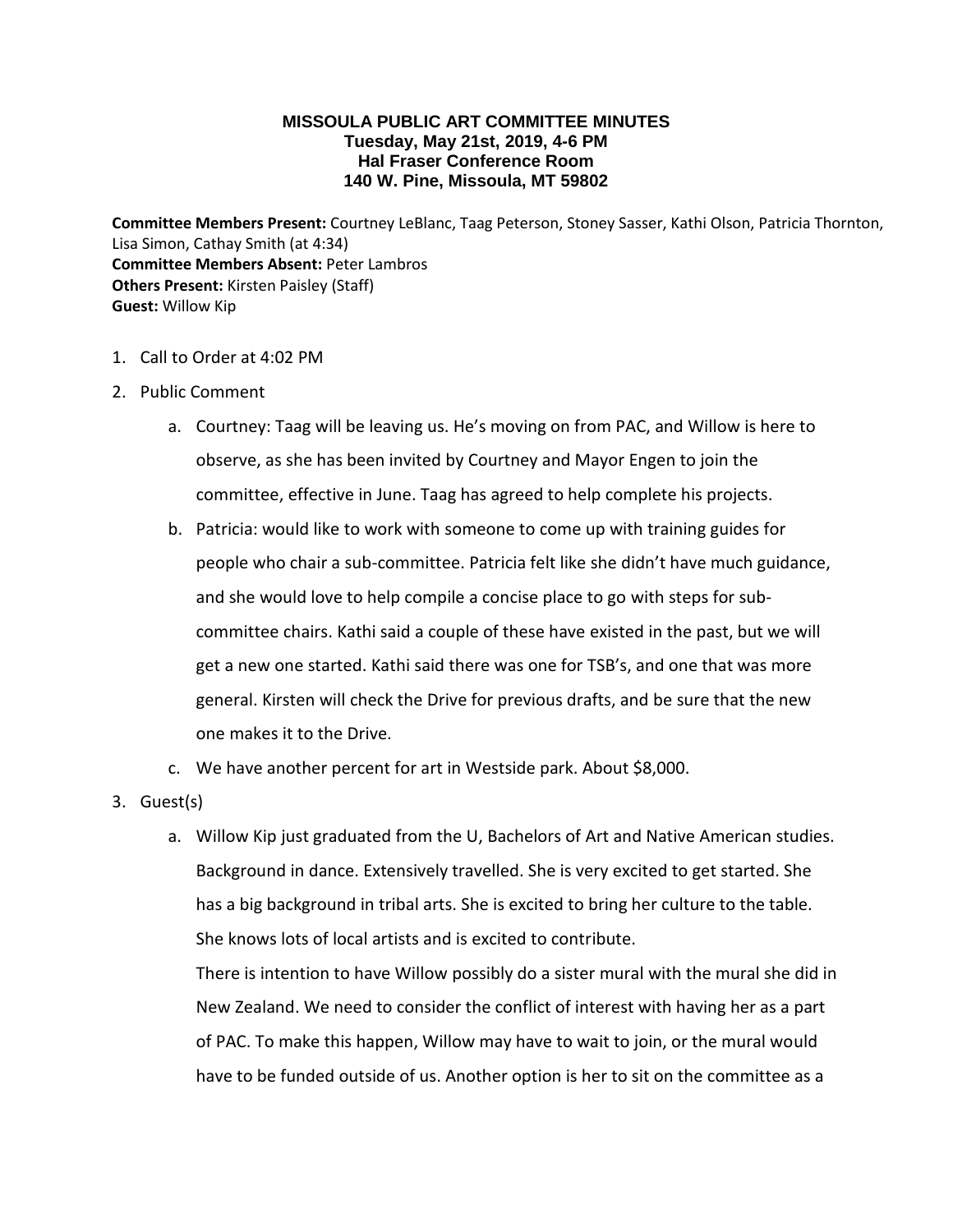# MISSOULA PUBLIC ART COMMITTEE MINUTES
**Tuesday, May 21st, 2019, 4-6 PM**
**Hal Fraser Conference Room**
**140 W. Pine, Missoula, MT 59802**

**Committee Members Present:** Courtney LeBlanc, Taag Peterson, Stoney Sasser, Kathi Olson, Patricia Thornton, Lisa Simon, Cathay Smith (at 4:34)
**Committee Members Absent:** Peter Lambros
**Others Present:** Kirsten Paisley (Staff)
**Guest:** Willow Kip

1. Call to Order at 4:02 PM
2. Public Comment
   a. Courtney: Taag will be leaving us. He's moving on from PAC, and Willow is here to observe, as she has been invited by Courtney and Mayor Engen to join the committee, effective in June. Taag has agreed to help complete his projects.
   b. Patricia: would like to work with someone to come up with training guides for people who chair a sub-committee. Patricia felt like she didn't have much guidance, and she would love to help compile a concise place to go with steps for sub-committee chairs. Kathi said a couple of these have existed in the past, but we will get a new one started. Kathi said there was one for TSB's, and one that was more general. Kirsten will check the Drive for previous drafts, and be sure that the new one makes it to the Drive.
   c. We have another percent for art in Westside park. About $8,000.
3. Guest(s)
   a. Willow Kip just graduated from the U, Bachelors of Art and Native American studies. Background in dance. Extensively travelled. She is very excited to get started. She has a big background in tribal arts. She is excited to bring her culture to the table. She knows lots of local artists and is excited to contribute.
      There is intention to have Willow possibly do a sister mural with the mural she did in New Zealand. We need to consider the conflict of interest with having her as a part of PAC. To make this happen, Willow may have to wait to join, or the mural would have to be funded outside of us. Another option is her to sit on the committee as a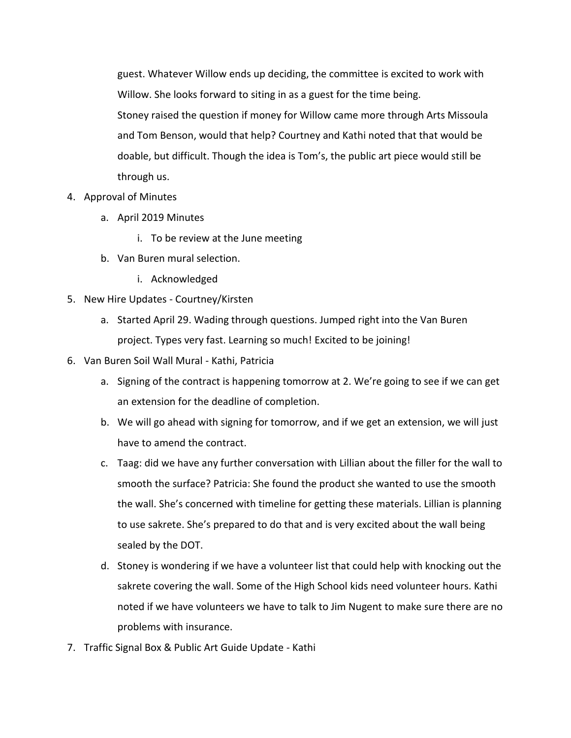guest. Whatever Willow ends up deciding, the committee is excited to work with Willow. She looks forward to siting in as a guest for the time being.

Stoney raised the question if money for Willow came more through Arts Missoula and Tom Benson, would that help? Courtney and Kathi noted that that would be doable, but difficult. Though the idea is Tom's, the public art piece would still be through us.

4. Approval of Minutes
    a. April 2019 Minutes
        i. To be review at the June meeting
    b. Van Buren mural selection.
        i. Acknowledged
5. New Hire Updates - Courtney/Kirsten
    a. Started April 29. Wading through questions. Jumped right into the Van Buren project. Types very fast. Learning so much! Excited to be joining!
6. Van Buren Soil Wall Mural - Kathi, Patricia
    a. Signing of the contract is happening tomorrow at 2. We're going to see if we can get an extension for the deadline of completion.
    b. We will go ahead with signing for tomorrow, and if we get an extension, we will just have to amend the contract.
    c. Taag: did we have any further conversation with Lillian about the filler for the wall to smooth the surface? Patricia: She found the product she wanted to use the smooth the wall. She's concerned with timeline for getting these materials. Lillian is planning to use sakrete. She's prepared to do that and is very excited about the wall being sealed by the DOT.
    d. Stoney is wondering if we have a volunteer list that could help with knocking out the sakrete covering the wall. Some of the High School kids need volunteer hours. Kathi noted if we have volunteers we have to talk to Jim Nugent to make sure there are no problems with insurance.
7. Traffic Signal Box & Public Art Guide Update - Kathi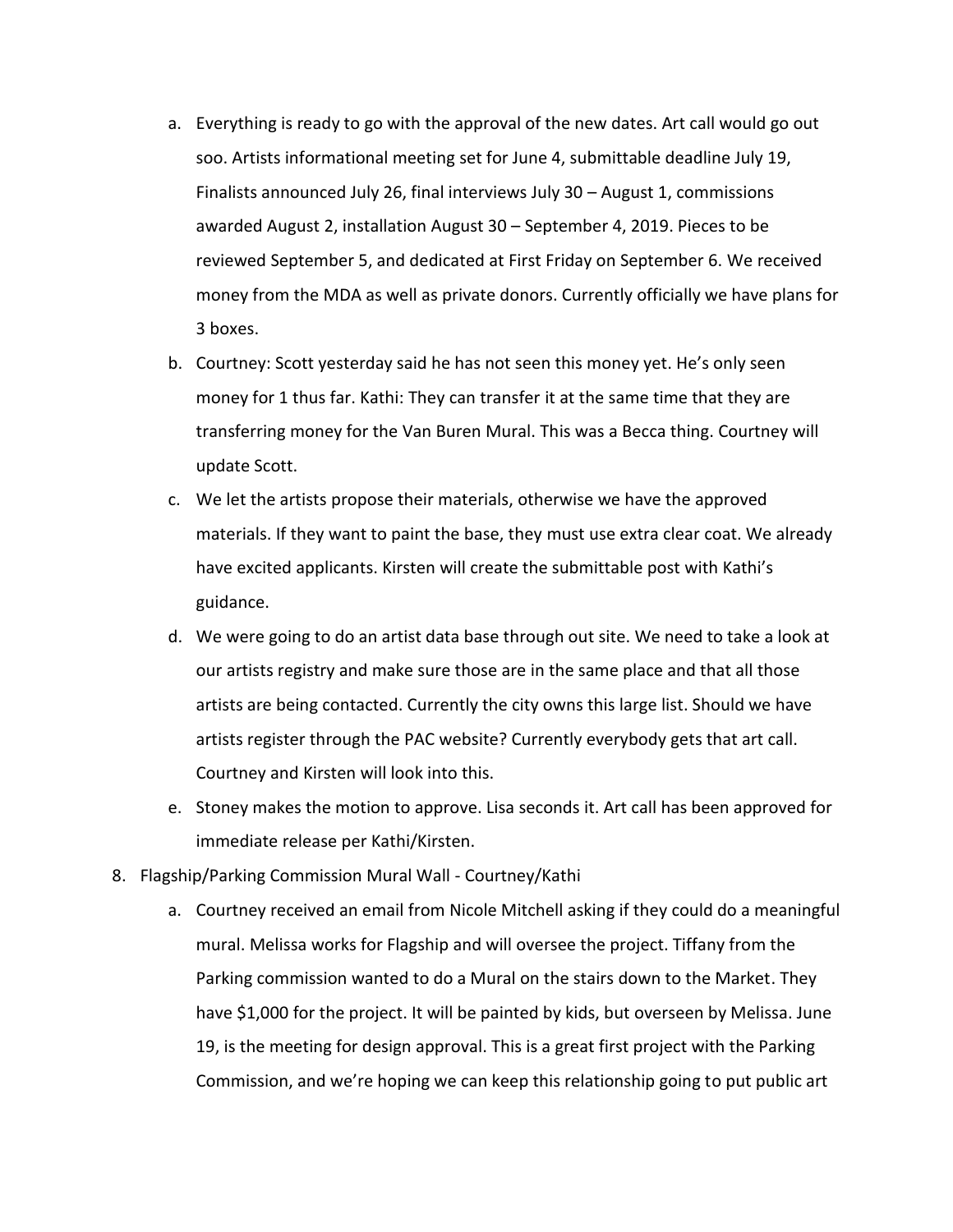a. Everything is ready to go with the approval of the new dates. Art call would go out soo. Artists informational meeting set for June 4, submittable deadline July 19, Finalists announced July 26, final interviews July 30 – August 1, commissions awarded August 2, installation August 30 – September 4, 2019. Pieces to be reviewed September 5, and dedicated at First Friday on September 6. We received money from the MDA as well as private donors. Currently officially we have plans for 3 boxes.

b. Courtney: Scott yesterday said he has not seen this money yet. He's only seen money for 1 thus far. Kathi: They can transfer it at the same time that they are transferring money for the Van Buren Mural. This was a Becca thing. Courtney will update Scott.

c. We let the artists propose their materials, otherwise we have the approved materials. If they want to paint the base, they must use extra clear coat. We already have excited applicants. Kirsten will create the submittable post with Kathi's guidance.

d. We were going to do an artist data base through out site. We need to take a look at our artists registry and make sure those are in the same place and that all those artists are being contacted. Currently the city owns this large list. Should we have artists register through the PAC website? Currently everybody gets that art call. Courtney and Kirsten will look into this.

e. Stoney makes the motion to approve. Lisa seconds it. Art call has been approved for immediate release per Kathi/Kirsten.

8. Flagship/Parking Commission Mural Wall - Courtney/Kathi

   a. Courtney received an email from Nicole Mitchell asking if they could do a meaningful mural. Melissa works for Flagship and will oversee the project. Tiffany from the Parking commission wanted to do a Mural on the stairs down to the Market. They have $1,000 for the project. It will be painted by kids, but overseen by Melissa. June 19, is the meeting for design approval. This is a great first project with the Parking Commission, and we're hoping we can keep this relationship going to put public art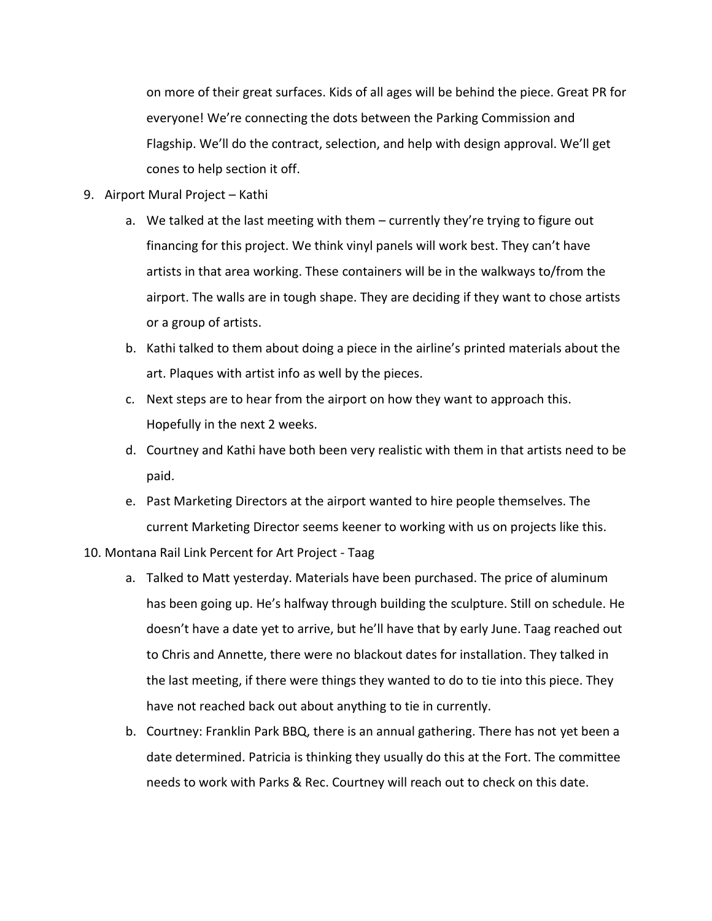on more of their great surfaces. Kids of all ages will be behind the piece. Great PR for everyone! We're connecting the dots between the Parking Commission and Flagship. We'll do the contract, selection, and help with design approval. We'll get cones to help section it off.

9. Airport Mural Project – Kathi
    a. We talked at the last meeting with them – currently they're trying to figure out financing for this project. We think vinyl panels will work best. They can't have artists in that area working. These containers will be in the walkways to/from the airport. The walls are in tough shape. They are deciding if they want to chose artists or a group of artists.
    b. Kathi talked to them about doing a piece in the airline's printed materials about the art. Plaques with artist info as well by the pieces.
    c. Next steps are to hear from the airport on how they want to approach this. Hopefully in the next 2 weeks.
    d. Courtney and Kathi have both been very realistic with them in that artists need to be paid.
    e. Past Marketing Directors at the airport wanted to hire people themselves. The current Marketing Director seems keener to working with us on projects like this.
10. Montana Rail Link Percent for Art Project - Taag
    a. Talked to Matt yesterday. Materials have been purchased. The price of aluminum has been going up. He's halfway through building the sculpture. Still on schedule. He doesn't have a date yet to arrive, but he'll have that by early June. Taag reached out to Chris and Annette, there were no blackout dates for installation. They talked in the last meeting, if there were things they wanted to do to tie into this piece. They have not reached back out about anything to tie in currently.
    b. Courtney: Franklin Park BBQ, there is an annual gathering. There has not yet been a date determined. Patricia is thinking they usually do this at the Fort. The committee needs to work with Parks & Rec. Courtney will reach out to check on this date.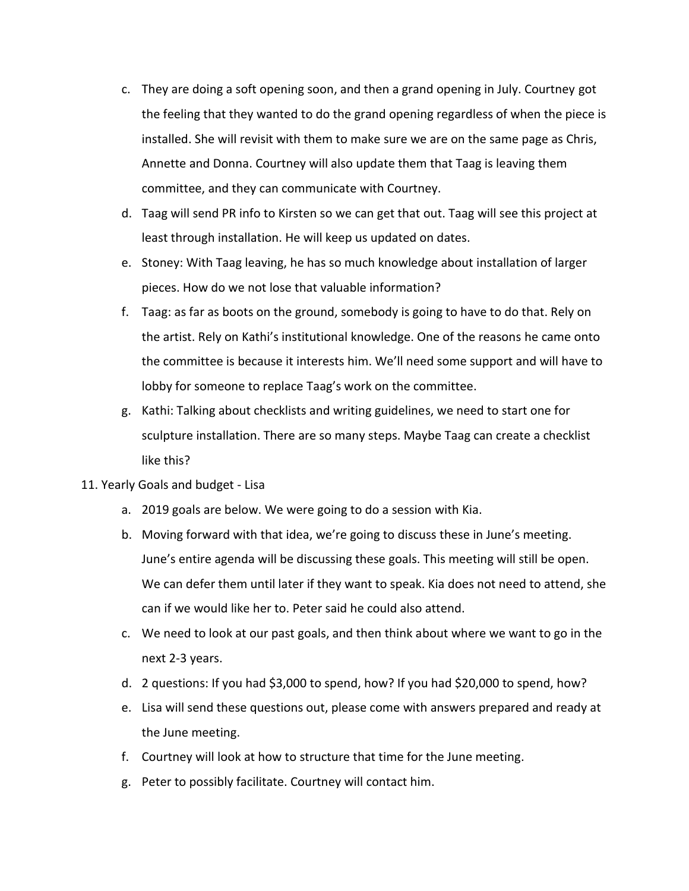c. They are doing a soft opening soon, and then a grand opening in July. Courtney got the feeling that they wanted to do the grand opening regardless of when the piece is installed. She will revisit with them to make sure we are on the same page as Chris, Annette and Donna. Courtney will also update them that Taag is leaving them committee, and they can communicate with Courtney.

d. Taag will send PR info to Kirsten so we can get that out. Taag will see this project at least through installation. He will keep us updated on dates.

e. Stoney: With Taag leaving, he has so much knowledge about installation of larger pieces. How do we not lose that valuable information?

f. Taag: as far as boots on the ground, somebody is going to have to do that. Rely on the artist. Rely on Kathi's institutional knowledge. One of the reasons he came onto the committee is because it interests him. We'll need some support and will have to lobby for someone to replace Taag's work on the committee.

g. Kathi: Talking about checklists and writing guidelines, we need to start one for sculpture installation. There are so many steps. Maybe Taag can create a checklist like this?

11. Yearly Goals and budget - Lisa

   a. 2019 goals are below. We were going to do a session with Kia.
   b. Moving forward with that idea, we're going to discuss these in June's meeting. June's entire agenda will be discussing these goals. This meeting will still be open. We can defer them until later if they want to speak. Kia does not need to attend, she can if we would like her to. Peter said he could also attend.
   c. We need to look at our past goals, and then think about where we want to go in the next 2-3 years.
   d. 2 questions: If you had $3,000 to spend, how? If you had $20,000 to spend, how?
   e. Lisa will send these questions out, please come with answers prepared and ready at the June meeting.
   f. Courtney will look at how to structure that time for the June meeting.
   g. Peter to possibly facilitate. Courtney will contact him.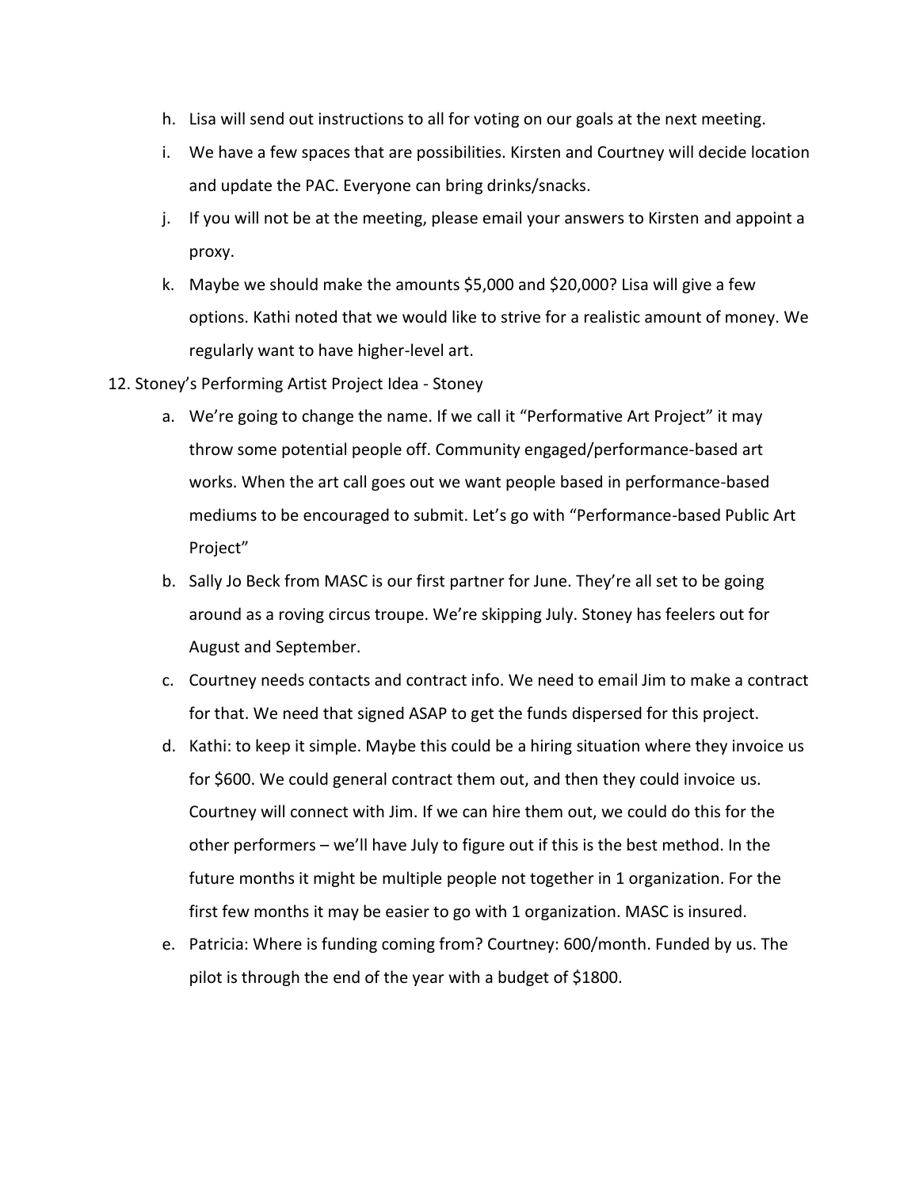h. Lisa will send out instructions to all for voting on our goals at the next meeting.

i. We have a few spaces that are possibilities. Kirsten and Courtney will decide location and update the PAC. Everyone can bring drinks/snacks.

j. If you will not be at the meeting, please email your answers to Kirsten and appoint a proxy.

k. Maybe we should make the amounts $5,000 and $20,000? Lisa will give a few options. Kathi noted that we would like to strive for a realistic amount of money. We regularly want to have higher-level art.

12. Stoney's Performing Artist Project Idea - Stoney

a. We're going to change the name. If we call it "Performative Art Project" it may throw some potential people off. Community engaged/performance-based art works. When the art call goes out we want people based in performance-based mediums to be encouraged to submit. Let's go with "Performance-based Public Art Project"

b. Sally Jo Beck from MASC is our first partner for June. They're all set to be going around as a roving circus troupe. We're skipping July. Stoney has feelers out for August and September.

c. Courtney needs contacts and contract info. We need to email Jim to make a contract for that. We need that signed ASAP to get the funds dispersed for this project.

d. Kathi: to keep it simple. Maybe this could be a hiring situation where they invoice us for $600. We could general contract them out, and then they could invoice us. Courtney will connect with Jim. If we can hire them out, we could do this for the other performers – we'll have July to figure out if this is the best method. In the future months it might be multiple people not together in 1 organization. For the first few months it may be easier to go with 1 organization. MASC is insured.

e. Patricia: Where is funding coming from? Courtney: 600/month. Funded by us. The pilot is through the end of the year with a budget of $1800.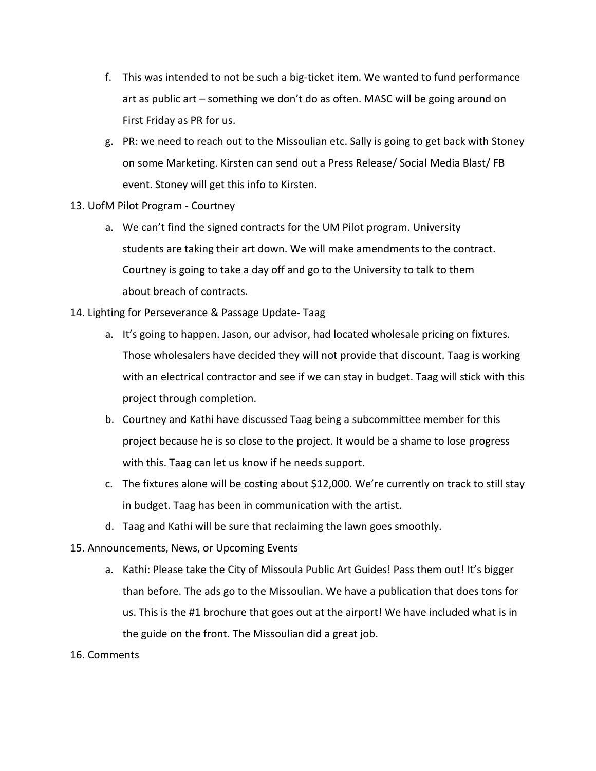f. This was intended to not be such a big-ticket item. We wanted to fund performance art as public art – something we don't do as often. MASC will be going around on First Friday as PR for us.

g. PR: we need to reach out to the Missoulian etc. Sally is going to get back with Stoney on some Marketing. Kirsten can send out a Press Release/ Social Media Blast/ FB event. Stoney will get this info to Kirsten.

13. UofM Pilot Program - Courtney

    a. We can't find the signed contracts for the UM Pilot program. University students are taking their art down. We will make amendments to the contract. Courtney is going to take a day off and go to the University to talk to them about breach of contracts.

14. Lighting for Perseverance & Passage Update- Taag

    a. It's going to happen. Jason, our advisor, had located wholesale pricing on fixtures. Those wholesalers have decided they will not provide that discount. Taag is working with an electrical contractor and see if we can stay in budget. Taag will stick with this project through completion.

    b. Courtney and Kathi have discussed Taag being a subcommittee member for this project because he is so close to the project. It would be a shame to lose progress with this. Taag can let us know if he needs support.

    c. The fixtures alone will be costing about $12,000. We're currently on track to still stay in budget. Taag has been in communication with the artist.

    d. Taag and Kathi will be sure that reclaiming the lawn goes smoothly.

15. Announcements, News, or Upcoming Events

    a. Kathi: Please take the City of Missoula Public Art Guides! Pass them out! It's bigger than before. The ads go to the Missoulian. We have a publication that does tons for us. This is the #1 brochure that goes out at the airport! We have included what is in the guide on the front. The Missoulian did a great job.

16. Comments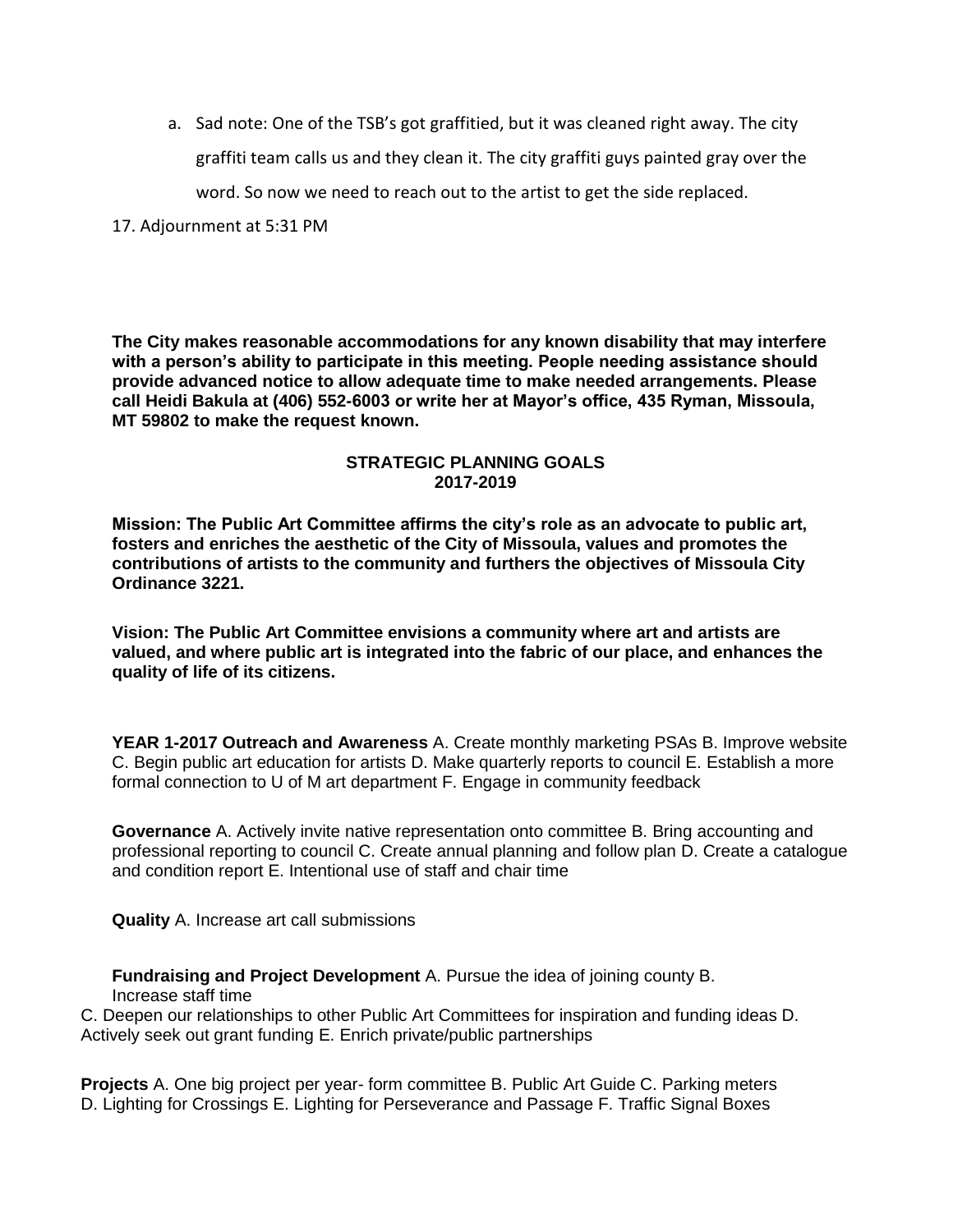a. Sad note: One of the TSB's got graffitied, but it was cleaned right away. The city graffiti team calls us and they clean it. The city graffiti guys painted gray over the word. So now we need to reach out to the artist to get the side replaced.

17. Adjournment at 5:31 PM

**The City makes reasonable accommodations for any known disability that may interfere with a person's ability to participate in this meeting. People needing assistance should provide advanced notice to allow adequate time to make needed arrangements. Please call Heidi Bakula at (406) 552-6003 or write her at Mayor's office, 435 Ryman, Missoula, MT 59802 to make the request known.**

## STRATEGIC PLANNING GOALS 2017-2019

**Mission: The Public Art Committee affirms the city's role as an advocate to public art, fosters and enriches the aesthetic of the City of Missoula, values and promotes the contributions of artists to the community and furthers the objectives of Missoula City Ordinance 3221.**

**Vision: The Public Art Committee envisions a community where art and artists are valued, and where public art is integrated into the fabric of our place, and enhances the quality of life of its citizens.**

**YEAR 1-2017 Outreach and Awareness** A. Create monthly marketing PSAs B. Improve website C. Begin public art education for artists D. Make quarterly reports to council E. Establish a more formal connection to U of M art department F. Engage in community feedback

**Governance** A. Actively invite native representation onto committee B. Bring accounting and professional reporting to council C. Create annual planning and follow plan D. Create a catalogue and condition report E. Intentional use of staff and chair time

**Quality** A. Increase art call submissions

**Fundraising and Project Development** A. Pursue the idea of joining county B. Increase staff time
C. Deepen our relationships to other Public Art Committees for inspiration and funding ideas D. Actively seek out grant funding E. Enrich private/public partnerships

**Projects** A. One big project per year- form committee B. Public Art Guide C. Parking meters D. Lighting for Crossings E. Lighting for Perseverance and Passage F. Traffic Signal Boxes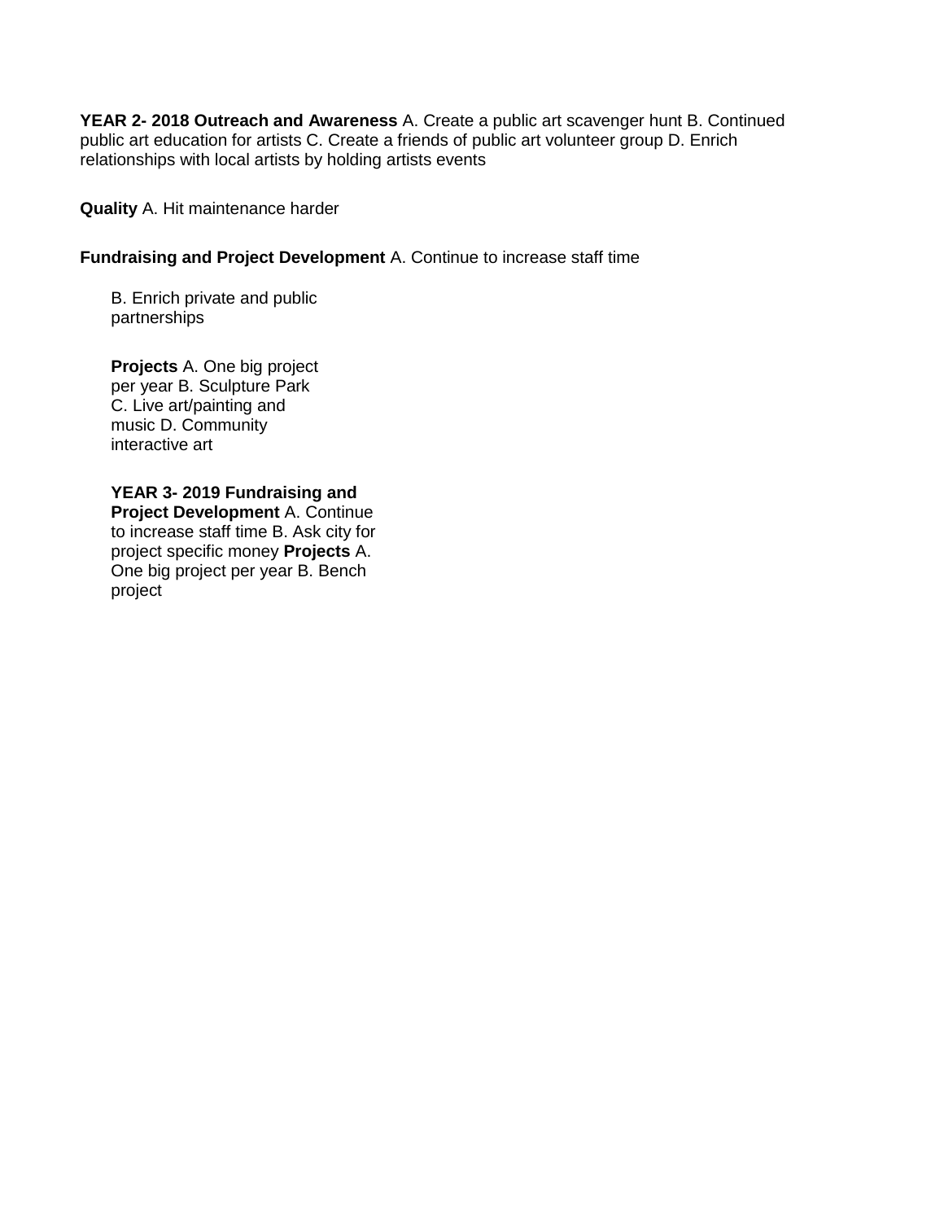**YEAR 2- 2018 Outreach and Awareness** A. Create a public art scavenger hunt B. Continued public art education for artists C. Create a friends of public art volunteer group D. Enrich relationships with local artists by holding artists events

**Quality** A. Hit maintenance harder

**Fundraising and Project Development** A. Continue to increase staff time

B. Enrich private and public partnerships

**Projects** A. One big project per year B. Sculpture Park C. Live art/painting and music D. Community interactive art

**YEAR 3- 2019 Fundraising and Project Development** A. Continue to increase staff time B. Ask city for project specific money **Projects** A. One big project per year B. Bench project